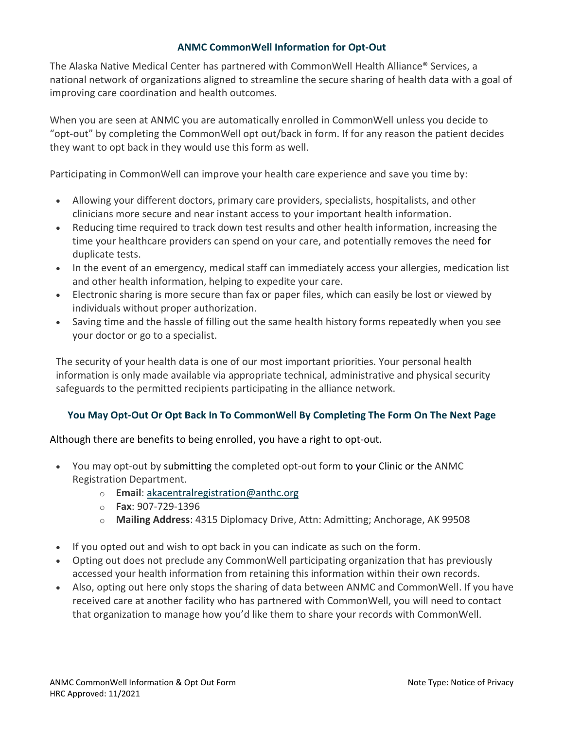# ANMC CommonWell Information for Opt-Out

The Alaska Native Medical Center has partnered with CommonWell Health Alliance® Services, a national network of organizations aligned to streamline the secure sharing of health data with a goal of improving care coordination and health outcomes.

When you are seen at ANMC you are automatically enrolled in CommonWell unless you decide to "opt-out" by completing the CommonWell opt out/back in form. If for any reason the patient decides they want to opt back in they would use this form as well.

Participating in CommonWell can improve your health care experience and save you time by:

- Allowing your different doctors, primary care providers, specialists, hospitalists, and other clinicians more secure and near instant access to your important health information.
- Reducing time required to track down test results and other health information, increasing the time your healthcare providers can spend on your care, and potentially removes the need for duplicate tests.
- In the event of an emergency, medical staff can immediately access your allergies, medication list and other health information, helping to expedite your care.
- Electronic sharing is more secure than fax or paper files, which can easily be lost or viewed by individuals without proper authorization.
- Saving time and the hassle of filling out the same health history forms repeatedly when you see your doctor or go to a specialist.

The security of your health data is one of our most important priorities. Your personal health information is only made available via appropriate technical, administrative and physical security safeguards to the permitted recipients participating in the alliance network.

## You May Opt-Out Or Opt Back In To CommonWell By Completing The Form On The Next Page

Although there are benefits to being enrolled, you have a right to opt-out.

- You may opt-out by submitting the completed opt-out form to your Clinic or the ANMC Registration Department.
  - **Email**: akacentralregistration@anthc.org
  - **Fax**: 907-729-1396
  - **Mailing Address**: 4315 Diplomacy Drive, Attn: Admitting; Anchorage, AK 99508
- If you opted out and wish to opt back in you can indicate as such on the form.
- Opting out does not preclude any CommonWell participating organization that has previously accessed your health information from retaining this information within their own records.
- Also, opting out here only stops the sharing of data between ANMC and CommonWell. If you have received care at another facility who has partnered with CommonWell, you will need to contact that organization to manage how you'd like them to share your records with CommonWell.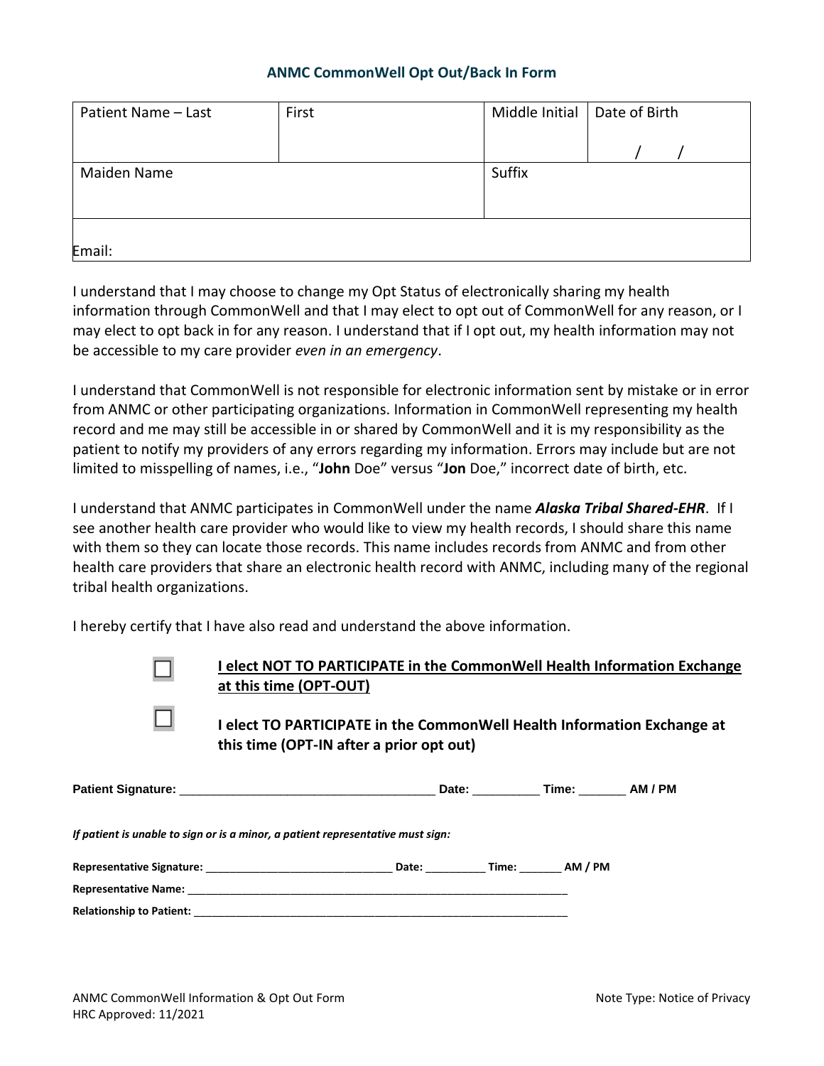## ANMC CommonWell Opt Out/Back In Form

| Patient Name – Last | First | Middle Initial | Date of Birth |
| --- | --- | --- | --- |
| | | | / / |
| Maiden Name | | Suffix | |
| Email: | | | |

I understand that I may choose to change my Opt Status of electronically sharing my health information through CommonWell and that I may elect to opt out of CommonWell for any reason, or I may elect to opt back in for any reason. I understand that if I opt out, my health information may not be accessible to my care provider *even in an emergency*.

I understand that CommonWell is not responsible for electronic information sent by mistake or in error from ANMC or other participating organizations. Information in CommonWell representing my health record and me may still be accessible in or shared by CommonWell and it is my responsibility as the patient to notify my providers of any errors regarding my information. Errors may include but are not limited to misspelling of names, i.e., "**John** Doe" versus "**Jon** Doe," incorrect date of birth, etc.

I understand that ANMC participates in CommonWell under the name ***Alaska Tribal Shared-EHR***. If I see another health care provider who would like to view my health records, I should share this name with them so they can locate those records. This name includes records from ANMC and from other health care providers that share an electronic health record with ANMC, including many of the regional tribal health organizations.

I hereby certify that I have also read and understand the above information.

☐ **I elect NOT TO PARTICIPATE in the CommonWell Health Information Exchange at this time (OPT-OUT)**

☐ **I elect TO PARTICIPATE in the CommonWell Health Information Exchange at this time (OPT-IN after a prior opt out)**

**Patient Signature:** ____________________________________ **Date:** _________ **Time:** _______ **AM / PM**

***If patient is unable to sign or is a minor, a patient representative must sign:***

**Representative Signature:** ______________________________ **Date:** _________ **Time:** _______ **AM / PM**

**Representative Name:** ________________________________________________________________

**Relationship to Patient:** _______________________________________________________________

ANMC CommonWell Information & Opt Out Form
HRC Approved: 11/2021

Note Type: Notice of Privacy